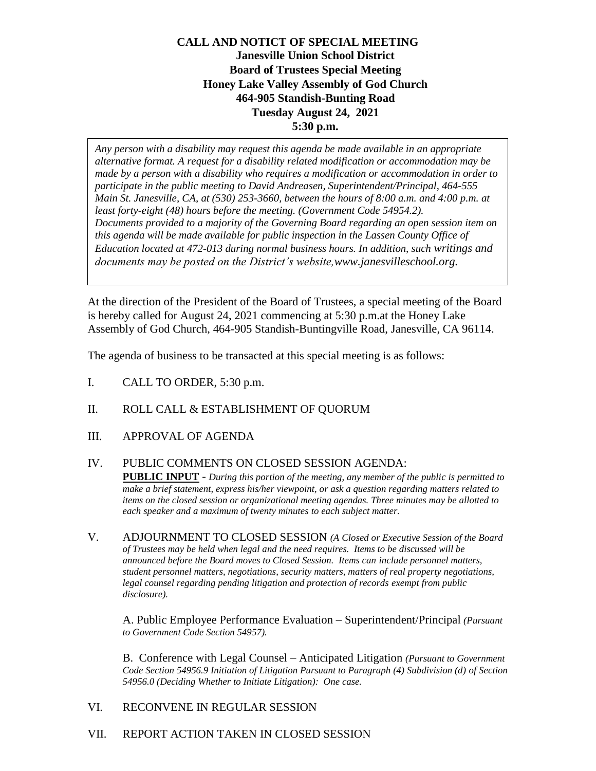**CALL AND NOTICT OF SPECIAL MEETING**
**Janesville Union School District**
**Board of Trustees Special Meeting**
**Honey Lake Valley Assembly of God Church**
**464-905 Standish-Bunting Road**
**Tuesday August 24, 2021**
**5:30 p.m.**

*Any person with a disability may request this agenda be made available in an appropriate alternative format. A request for a disability related modification or accommodation may be made by a person with a disability who requires a modification or accommodation in order to participate in the public meeting to David Andreasen, Superintendent/Principal, 464-555 Main St. Janesville, CA, at (530) 253-3660, between the hours of 8:00 a.m. and 4:00 p.m. at least forty-eight (48) hours before the meeting. (Government Code 54954.2). Documents provided to a majority of the Governing Board regarding an open session item on this agenda will be made available for public inspection in the Lassen County Office of Education located at 472-013 during normal business hours. In addition, such writings and documents may be posted on the District's website,www.janesvilleschool.org.*

At the direction of the President of the Board of Trustees, a special meeting of the Board is hereby called for August 24, 2021 commencing at 5:30 p.m.at the Honey Lake Assembly of God Church, 464-905 Standish-Buntingville Road, Janesville, CA 96114.

The agenda of business to be transacted at this special meeting is as follows:

I. CALL TO ORDER, 5:30 p.m.

II. ROLL CALL & ESTABLISHMENT OF QUORUM

III. APPROVAL OF AGENDA

IV. PUBLIC COMMENTS ON CLOSED SESSION AGENDA:
**PUBLIC INPUT** - *During this portion of the meeting, any member of the public is permitted to make a brief statement, express his/her viewpoint, or ask a question regarding matters related to items on the closed session or organizational meeting agendas. Three minutes may be allotted to each speaker and a maximum of twenty minutes to each subject matter.*

V. ADJOURNMENT TO CLOSED SESSION *(A Closed or Executive Session of the Board of Trustees may be held when legal and the need requires. Items to be discussed will be announced before the Board moves to Closed Session. Items can include personnel matters, student personnel matters, negotiations, security matters, matters of real property negotiations, legal counsel regarding pending litigation and protection of records exempt from public disclosure).*

A. Public Employee Performance Evaluation – Superintendent/Principal *(Pursuant to Government Code Section 54957).*

B. Conference with Legal Counsel – Anticipated Litigation *(Pursuant to Government Code Section 54956.9 Initiation of Litigation Pursuant to Paragraph (4) Subdivision (d) of Section 54956.0 (Deciding Whether to Initiate Litigation): One case.*

VI. RECONVENE IN REGULAR SESSION

VII. REPORT ACTION TAKEN IN CLOSED SESSION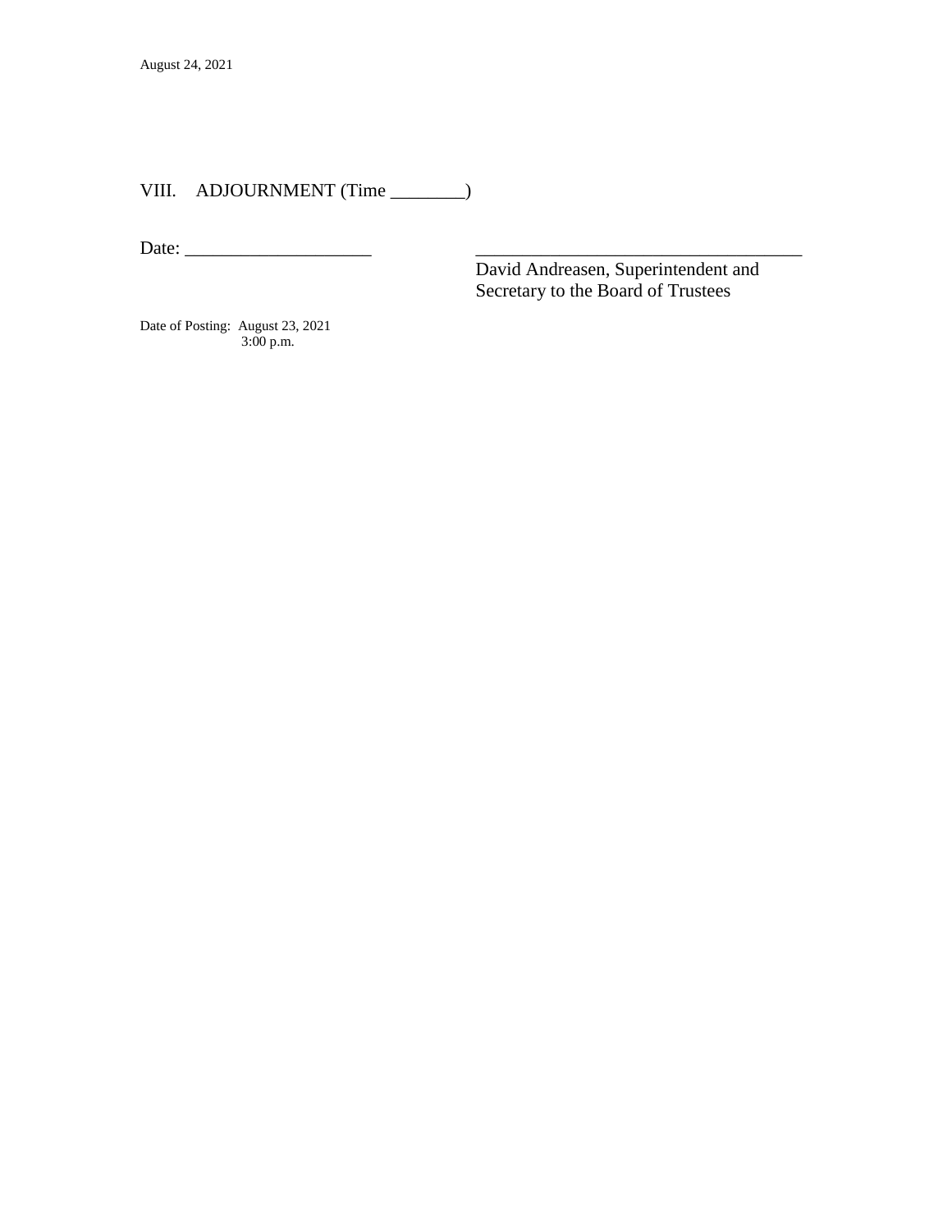VIII. ADJOURNMENT (Time ________)

Date: ____________________

____________________________________
David Andreasen, Superintendent and
Secretary to the Board of Trustees

Date of Posting: August 23, 2021
3:00 p.m.